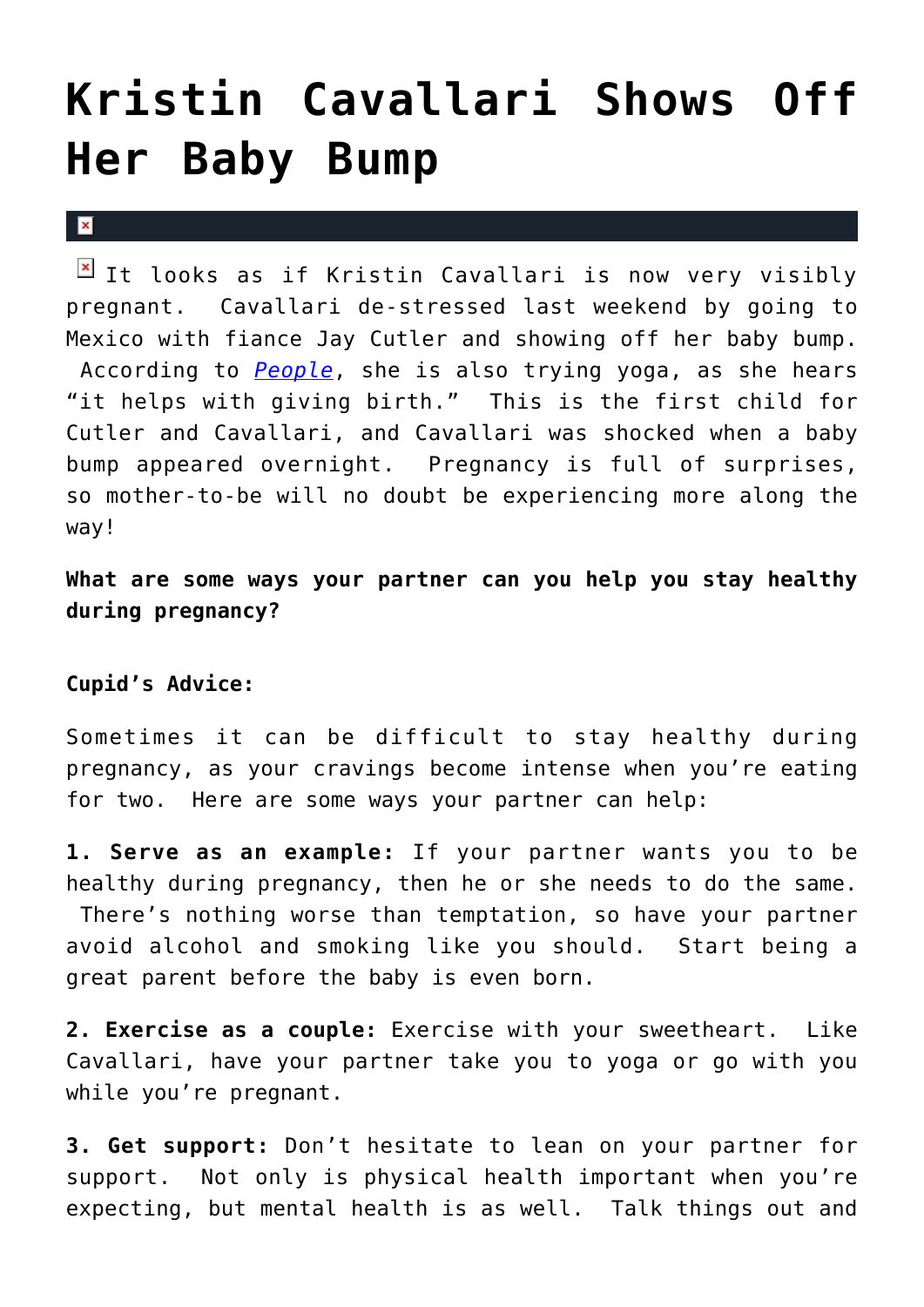# Kristin Cavallari Shows Off Her Baby Bump

It looks as if Kristin Cavallari is now very visibly pregnant. Cavallari de-stressed last weekend by going to Mexico with fiance Jay Cutler and showing off her baby bump. According to *People*, she is also trying yoga, as she hears "it helps with giving birth." This is the first child for Cutler and Cavallari, and Cavallari was shocked when a baby bump appeared overnight. Pregnancy is full of surprises, so mother-to-be will no doubt be experiencing more along the way!

**What are some ways your partner can you help you stay healthy during pregnancy?**

**Cupid's Advice:**

Sometimes it can be difficult to stay healthy during pregnancy, as your cravings become intense when you're eating for two. Here are some ways your partner can help:

**1. Serve as an example:** If your partner wants you to be healthy during pregnancy, then he or she needs to do the same. There's nothing worse than temptation, so have your partner avoid alcohol and smoking like you should. Start being a great parent before the baby is even born.

**2. Exercise as a couple:** Exercise with your sweetheart. Like Cavallari, have your partner take you to yoga or go with you while you're pregnant.

**3. Get support:** Don't hesitate to lean on your partner for support. Not only is physical health important when you're expecting, but mental health is as well. Talk things out and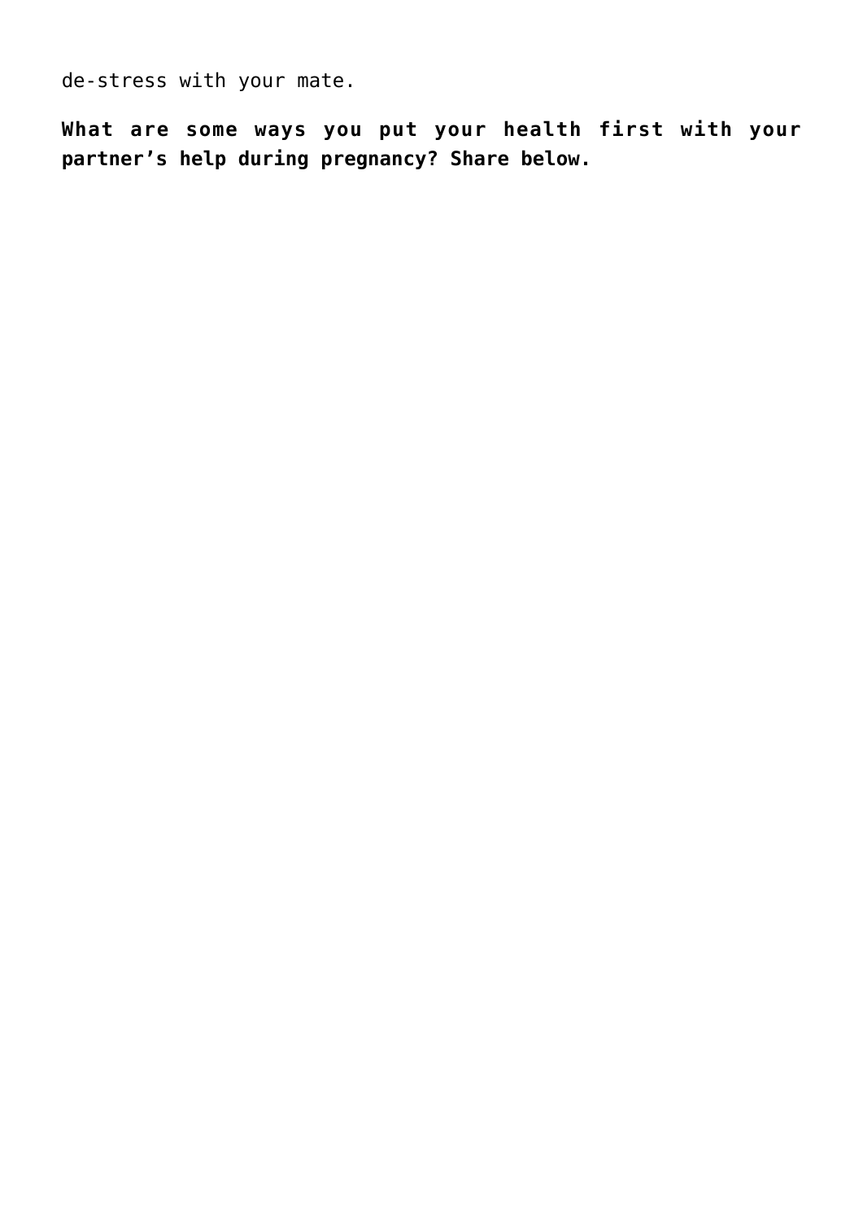de-stress with your mate.

**What are some ways you put your health first with your partner's help during pregnancy? Share below.**